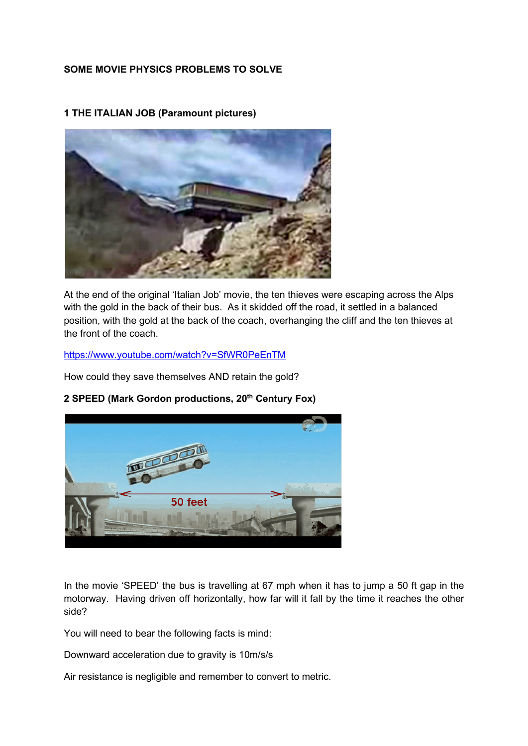**SOME MOVIE PHYSICS PROBLEMS TO SOLVE**

**1 THE ITALIAN JOB (Paramount pictures)**

At the end of the original 'Italian Job' movie, the ten thieves were escaping across the Alps with the gold in the back of their bus. As it skidded off the road, it settled in a balanced position, with the gold at the back of the coach, overhanging the cliff and the ten thieves at the front of the coach.

[https://www.youtube.com/watch?v=SfWR0PeEnTM](https://www.youtube.com/watch?v=SfWR0PeEnTM)

How could they save themselves AND retain the gold?

**2 SPEED (Mark Gordon productions, 20th Century Fox)**

In the movie 'SPEED' the bus is travelling at 67 mph when it has to jump a 50 ft gap in the motorway. Having driven off horizontally, how far will it fall by the time it reaches the other side?

You will need to bear the following facts is mind:

Downward acceleration due to gravity is 10m/s/s

Air resistance is negligible and remember to convert to metric.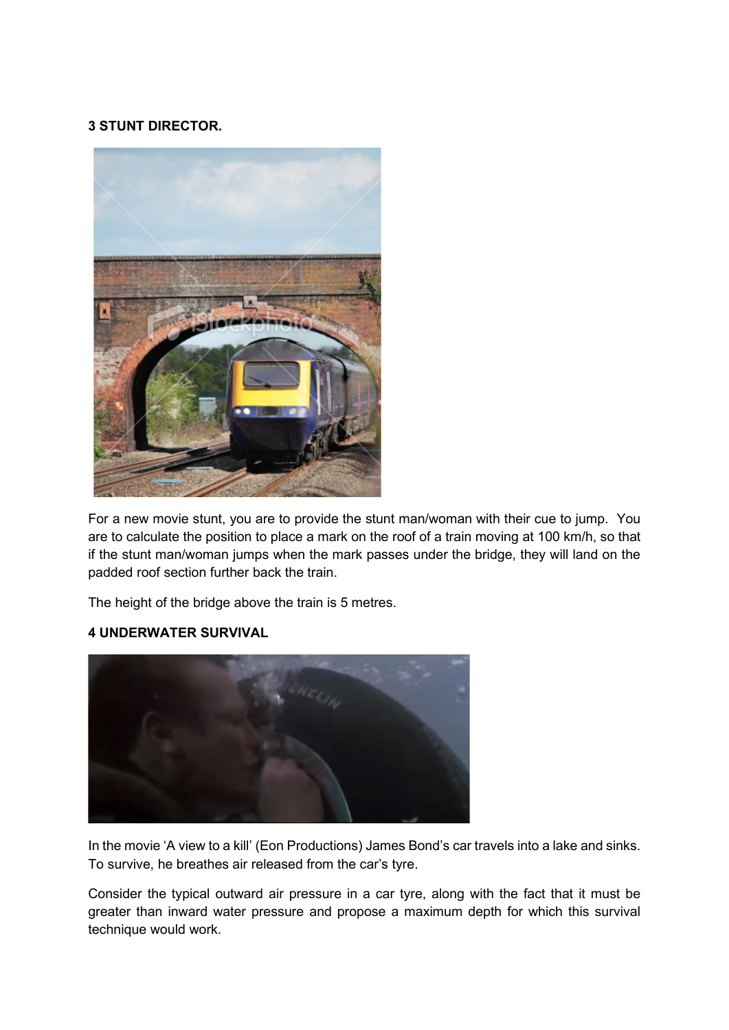**3 STUNT DIRECTOR.**

For a new movie stunt, you are to provide the stunt man/woman with their cue to jump. You are to calculate the position to place a mark on the roof of a train moving at 100 km/h, so that if the stunt man/woman jumps when the mark passes under the bridge, they will land on the padded roof section further back the train.

The height of the bridge above the train is 5 metres.

**4 UNDERWATER SURVIVAL**

In the movie 'A view to a kill' (Eon Productions) James Bond's car travels into a lake and sinks. To survive, he breathes air released from the car's tyre.

Consider the typical outward air pressure in a car tyre, along with the fact that it must be greater than inward water pressure and propose a maximum depth for which this survival technique would work.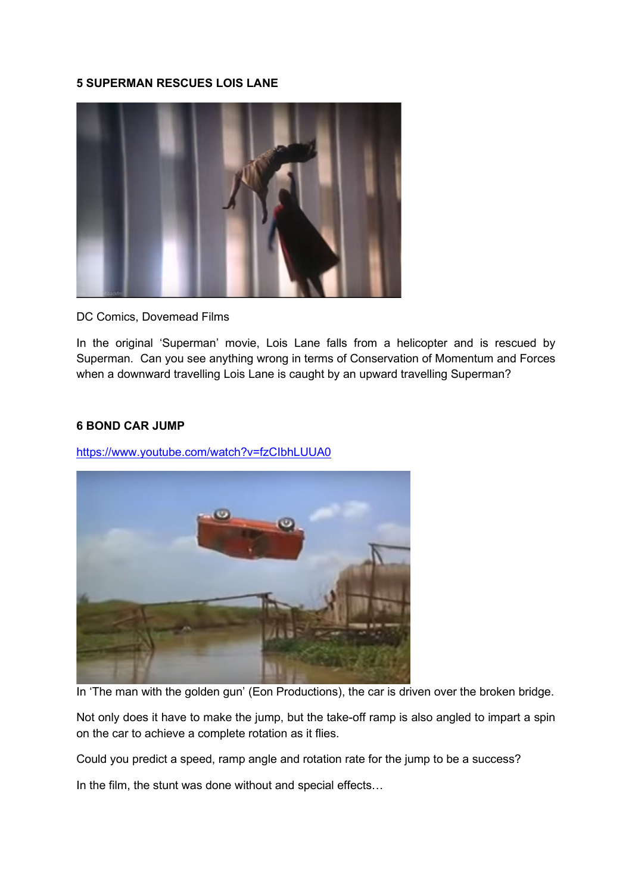**5 SUPERMAN RESCUES LOIS LANE**

DC Comics, Dovemead Films

In the original 'Superman' movie, Lois Lane falls from a helicopter and is rescued by Superman. Can you see anything wrong in terms of Conservation of Momentum and Forces when a downward travelling Lois Lane is caught by an upward travelling Superman?

**6 BOND CAR JUMP**

https://www.youtube.com/watch?v=fzCIbhLUUA0

In 'The man with the golden gun' (Eon Productions), the car is driven over the broken bridge.

Not only does it have to make the jump, but the take-off ramp is also angled to impart a spin on the car to achieve a complete rotation as it flies.

Could you predict a speed, ramp angle and rotation rate for the jump to be a success?

In the film, the stunt was done without and special effects…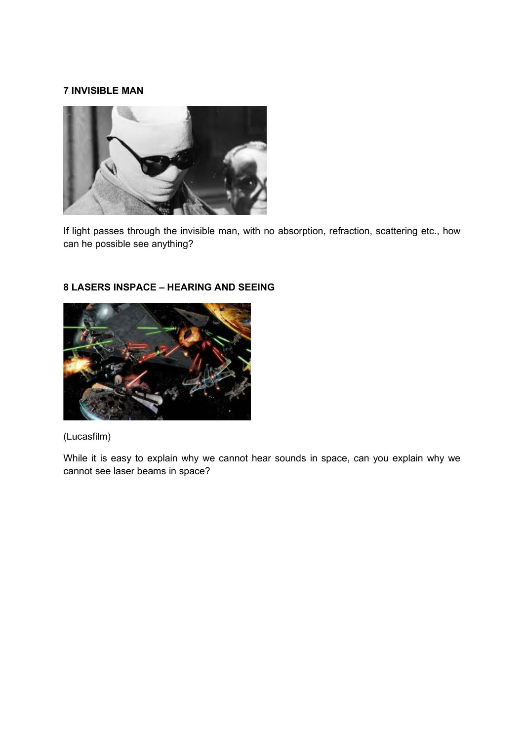**7 INVISIBLE MAN**

If light passes through the invisible man, with no absorption, refraction, scattering etc., how can he possible see anything?

**8 LASERS INSPACE – HEARING AND SEEING**

(Lucasfilm)

While it is easy to explain why we cannot hear sounds in space, can you explain why we cannot see laser beams in space?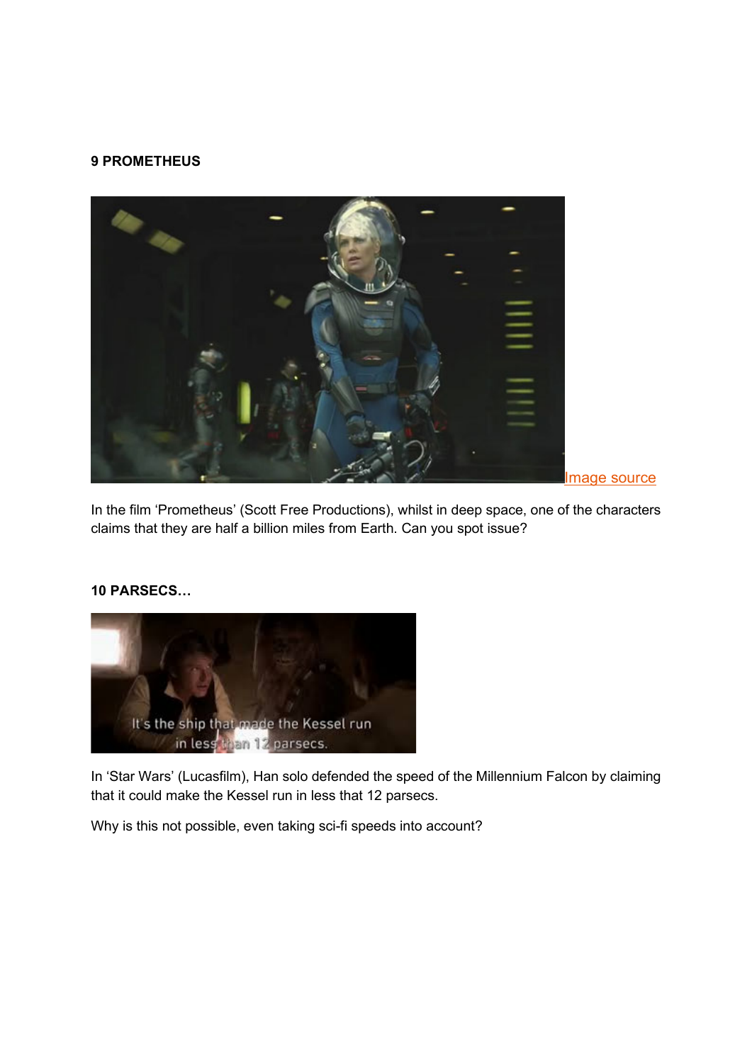**9 PROMETHEUS**

Image source

In the film 'Prometheus' (Scott Free Productions), whilst in deep space, one of the characters claims that they are half a billion miles from Earth. Can you spot issue?

**10 PARSECS…**

In 'Star Wars' (Lucasfilm), Han solo defended the speed of the Millennium Falcon by claiming that it could make the Kessel run in less that 12 parsecs.

Why is this not possible, even taking sci-fi speeds into account?